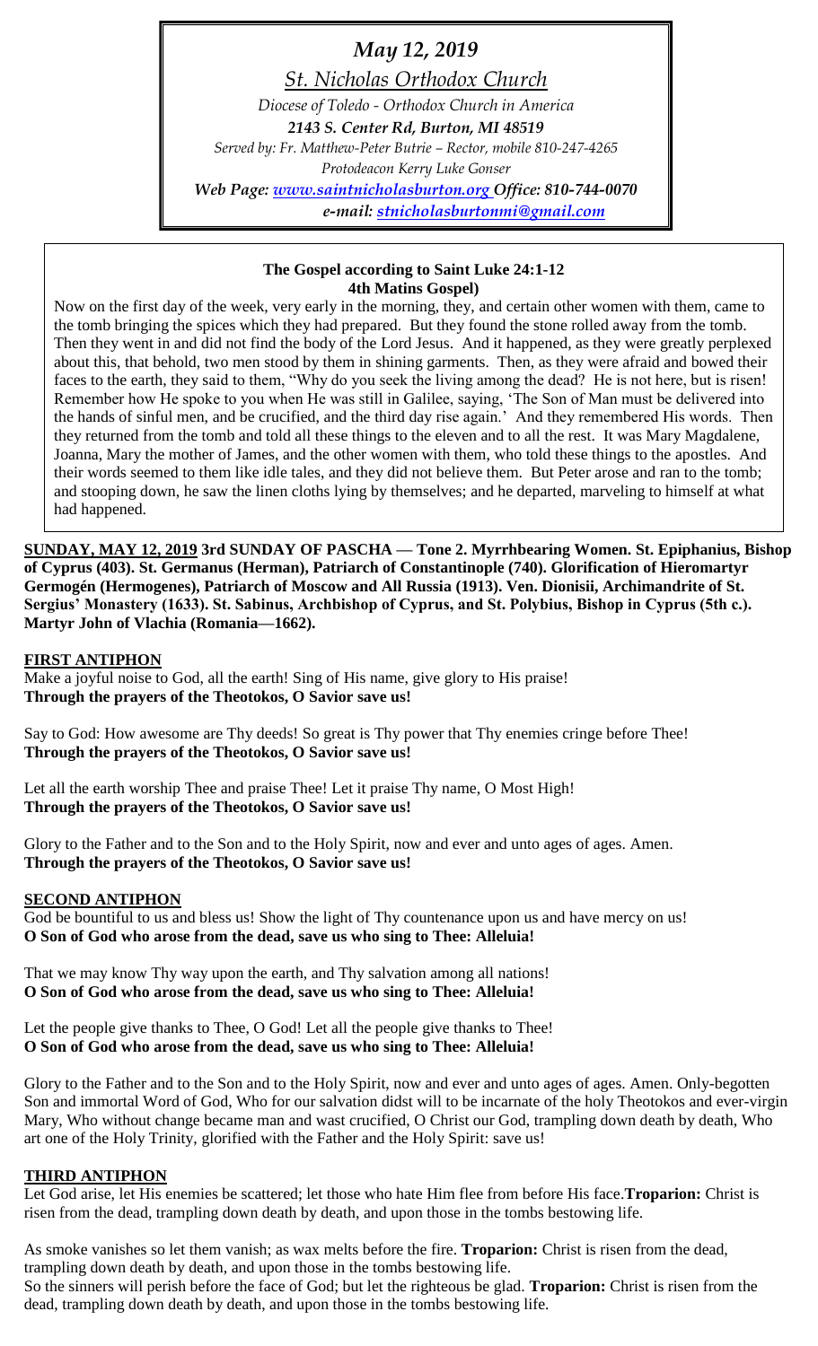# *May 12, 2019*

*St. Nicholas Orthodox Church*

*Diocese of Toledo - Orthodox Church in America*

***2143 S. Center Rd, Burton, MI 48519***

*Served by: Fr. Matthew-Peter Butrie – Rector, mobile 810-247-4265*

*Protodeacon Kerry Luke Gonser*

***Web Page: [www.saintnicholasburton.org](http://www.saintnicholasburton.org) Office: 810-744-0070***

***e-mail: [stnicholasburtonmi@gmail.com](mailto:stnicholasburtonmi@gmail.com)***

**The Gospel according to Saint Luke 24:1-12**
**4th Matins Gospel)**

Now on the first day of the week, very early in the morning, they, and certain other women with them, came to the tomb bringing the spices which they had prepared. But they found the stone rolled away from the tomb. Then they went in and did not find the body of the Lord Jesus. And it happened, as they were greatly perplexed about this, that behold, two men stood by them in shining garments. Then, as they were afraid and bowed their faces to the earth, they said to them, "Why do you seek the living among the dead? He is not here, but is risen! Remember how He spoke to you when He was still in Galilee, saying, 'The Son of Man must be delivered into the hands of sinful men, and be crucified, and the third day rise again.' And they remembered His words. Then they returned from the tomb and told all these things to the eleven and to all the rest. It was Mary Magdalene, Joanna, Mary the mother of James, and the other women with them, who told these things to the apostles. And their words seemed to them like idle tales, and they did not believe them. But Peter arose and ran to the tomb; and stooping down, he saw the linen cloths lying by themselves; and he departed, marveling to himself at what had happened.

**SUNDAY, MAY 12, 2019 3rd SUNDAY OF PASCHA — Tone 2. Myrrhbearing Women. St. Epiphanius, Bishop of Cyprus (403). St. Germanus (Herman), Patriarch of Constantinople (740). Glorification of Hieromartyr Germogén (Hermogenes), Patriarch of Moscow and All Russia (1913). Ven. Dionisii, Archimandrite of St. Sergius' Monastery (1633). St. Sabinus, Archbishop of Cyprus, and St. Polybius, Bishop in Cyprus (5th c.). Martyr John of Vlachia (Romania—1662).**

## FIRST ANTIPHON

Make a joyful noise to God, all the earth! Sing of His name, give glory to His praise!
**Through the prayers of the Theotokos, O Savior save us!**

Say to God: How awesome are Thy deeds! So great is Thy power that Thy enemies cringe before Thee!
**Through the prayers of the Theotokos, O Savior save us!**

Let all the earth worship Thee and praise Thee! Let it praise Thy name, O Most High!
**Through the prayers of the Theotokos, O Savior save us!**

Glory to the Father and to the Son and to the Holy Spirit, now and ever and unto ages of ages. Amen.
**Through the prayers of the Theotokos, O Savior save us!**

## SECOND ANTIPHON

God be bountiful to us and bless us! Show the light of Thy countenance upon us and have mercy on us!
**O Son of God who arose from the dead, save us who sing to Thee: Alleluia!**

That we may know Thy way upon the earth, and Thy salvation among all nations!
**O Son of God who arose from the dead, save us who sing to Thee: Alleluia!**

Let the people give thanks to Thee, O God! Let all the people give thanks to Thee!
**O Son of God who arose from the dead, save us who sing to Thee: Alleluia!**

Glory to the Father and to the Son and to the Holy Spirit, now and ever and unto ages of ages. Amen. Only-begotten Son and immortal Word of God, Who for our salvation didst will to be incarnate of the holy Theotokos and ever-virgin Mary, Who without change became man and wast crucified, O Christ our God, trampling down death by death, Who art one of the Holy Trinity, glorified with the Father and the Holy Spirit: save us!

## THIRD ANTIPHON

Let God arise, let His enemies be scattered; let those who hate Him flee from before His face.**Troparion:** Christ is risen from the dead, trampling down death by death, and upon those in the tombs bestowing life.

As smoke vanishes so let them vanish; as wax melts before the fire. **Troparion:** Christ is risen from the dead, trampling down death by death, and upon those in the tombs bestowing life.

So the sinners will perish before the face of God; but let the righteous be glad. **Troparion:** Christ is risen from the dead, trampling down death by death, and upon those in the tombs bestowing life.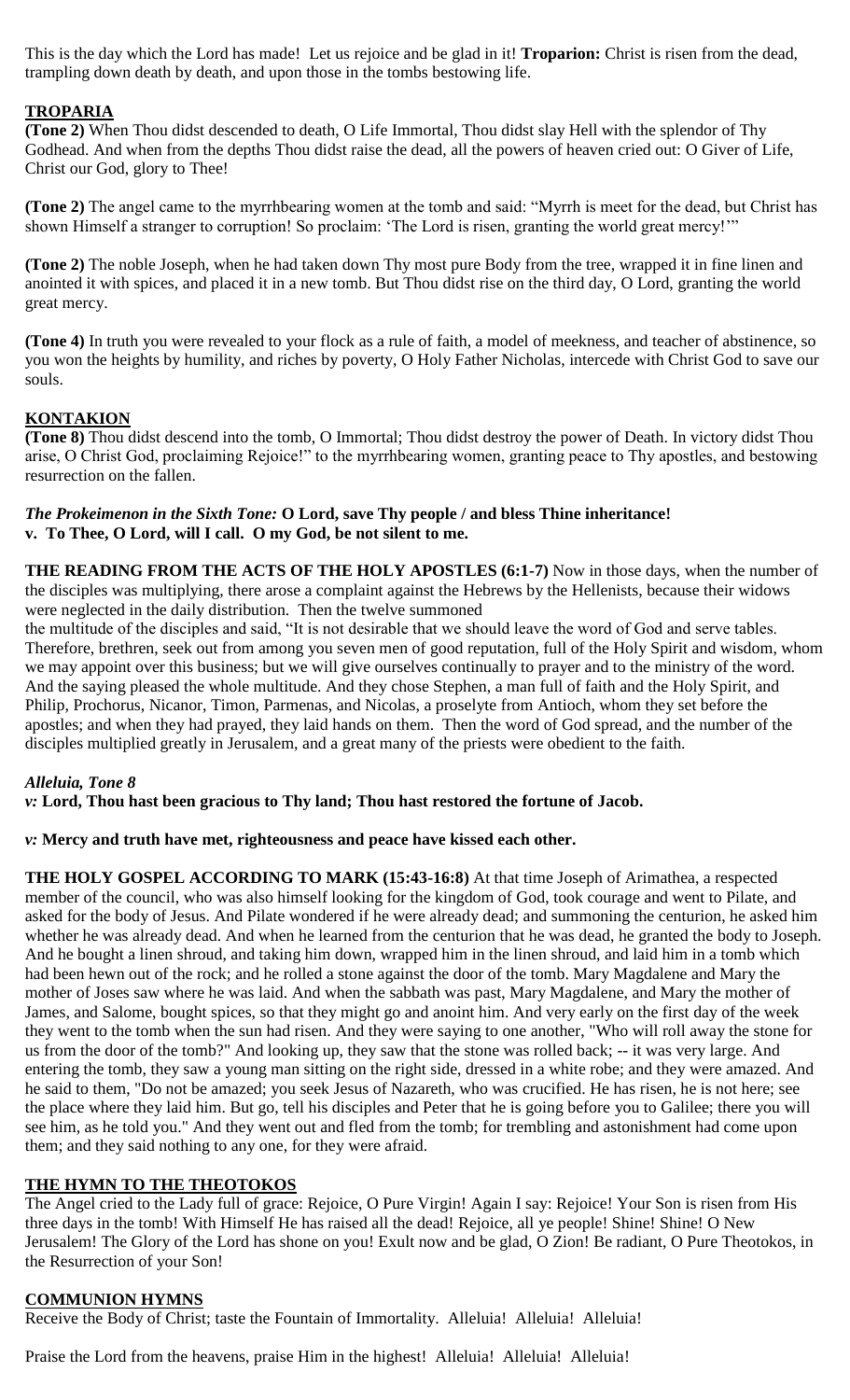This is the day which the Lord has made! Let us rejoice and be glad in it! **Troparion:** Christ is risen from the dead, trampling down death by death, and upon those in the tombs bestowing life.

## TROPARIA

**(Tone 2)** When Thou didst descended to death, O Life Immortal, Thou didst slay Hell with the splendor of Thy Godhead. And when from the depths Thou didst raise the dead, all the powers of heaven cried out: O Giver of Life, Christ our God, glory to Thee!

**(Tone 2)** The angel came to the myrrhbearing women at the tomb and said: "Myrrh is meet for the dead, but Christ has shown Himself a stranger to corruption! So proclaim: 'The Lord is risen, granting the world great mercy!'"

**(Tone 2)** The noble Joseph, when he had taken down Thy most pure Body from the tree, wrapped it in fine linen and anointed it with spices, and placed it in a new tomb. But Thou didst rise on the third day, O Lord, granting the world great mercy.

**(Tone 4)** In truth you were revealed to your flock as a rule of faith, a model of meekness, and teacher of abstinence, so you won the heights by humility, and riches by poverty, O Holy Father Nicholas, intercede with Christ God to save our souls.

## KONTAKION

**(Tone 8)** Thou didst descend into the tomb, O Immortal; Thou didst destroy the power of Death. In victory didst Thou arise, O Christ God, proclaiming Rejoice!" to the myrrhbearing women, granting peace to Thy apostles, and bestowing resurrection on the fallen.

***The Prokeimenon in the Sixth Tone:*** **O Lord, save Thy people / and bless Thine inheritance!**
**v. To Thee, O Lord, will I call. O my God, be not silent to me.**

**THE READING FROM THE ACTS OF THE HOLY APOSTLES (6:1-7)** Now in those days, when the number of the disciples was multiplying, there arose a complaint against the Hebrews by the Hellenists, because their widows were neglected in the daily distribution. Then the twelve summoned the multitude of the disciples and said, "It is not desirable that we should leave the word of God and serve tables. Therefore, brethren, seek out from among you seven men of good reputation, full of the Holy Spirit and wisdom, whom we may appoint over this business; but we will give ourselves continually to prayer and to the ministry of the word. And the saying pleased the whole multitude. And they chose Stephen, a man full of faith and the Holy Spirit, and Philip, Prochorus, Nicanor, Timon, Parmenas, and Nicolas, a proselyte from Antioch, whom they set before the apostles; and when they had prayed, they laid hands on them. Then the word of God spread, and the number of the disciples multiplied greatly in Jerusalem, and a great many of the priests were obedient to the faith.

***Alleluia, Tone 8***
***v:*** **Lord, Thou hast been gracious to Thy land; Thou hast restored the fortune of Jacob.**

***v:*** **Mercy and truth have met, righteousness and peace have kissed each other.**

**THE HOLY GOSPEL ACCORDING TO MARK (15:43-16:8)** At that time Joseph of Arimathea, a respected member of the council, who was also himself looking for the kingdom of God, took courage and went to Pilate, and asked for the body of Jesus. And Pilate wondered if he were already dead; and summoning the centurion, he asked him whether he was already dead. And when he learned from the centurion that he was dead, he granted the body to Joseph. And he bought a linen shroud, and taking him down, wrapped him in the linen shroud, and laid him in a tomb which had been hewn out of the rock; and he rolled a stone against the door of the tomb. Mary Magdalene and Mary the mother of Joses saw where he was laid. And when the sabbath was past, Mary Magdalene, and Mary the mother of James, and Salome, bought spices, so that they might go and anoint him. And very early on the first day of the week they went to the tomb when the sun had risen. And they were saying to one another, "Who will roll away the stone for us from the door of the tomb?" And looking up, they saw that the stone was rolled back; -- it was very large. And entering the tomb, they saw a young man sitting on the right side, dressed in a white robe; and they were amazed. And he said to them, "Do not be amazed; you seek Jesus of Nazareth, who was crucified. He has risen, he is not here; see the place where they laid him. But go, tell his disciples and Peter that he is going before you to Galilee; there you will see him, as he told you." And they went out and fled from the tomb; for trembling and astonishment had come upon them; and they said nothing to any one, for they were afraid.

## THE HYMN TO THE THEOTOKOS

The Angel cried to the Lady full of grace: Rejoice, O Pure Virgin! Again I say: Rejoice! Your Son is risen from His three days in the tomb! With Himself He has raised all the dead! Rejoice, all ye people! Shine! Shine! O New Jerusalem! The Glory of the Lord has shone on you! Exult now and be glad, O Zion! Be radiant, O Pure Theotokos, in the Resurrection of your Son!

## COMMUNION HYMNS

Receive the Body of Christ; taste the Fountain of Immortality. Alleluia! Alleluia! Alleluia!

Praise the Lord from the heavens, praise Him in the highest! Alleluia! Alleluia! Alleluia!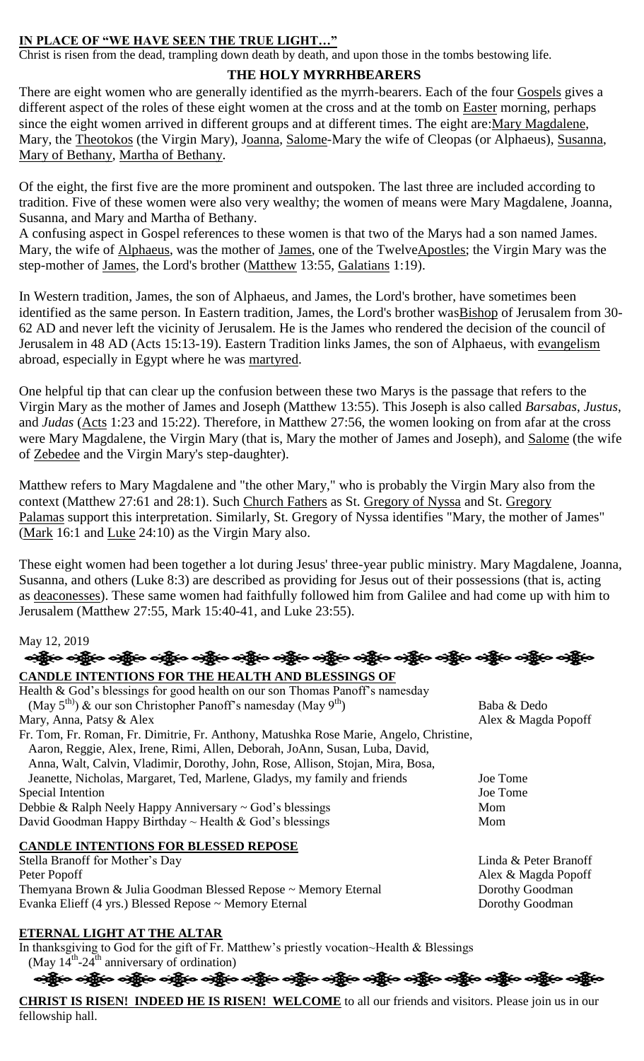**IN PLACE OF "WE HAVE SEEN THE TRUE LIGHT…"**

Christ is risen from the dead, trampling down death by death, and upon those in the tombs bestowing life.

## THE HOLY MYRRHBEARERS

There are eight women who are generally identified as the myrrh-bearers. Each of the four Gospels gives a different aspect of the roles of these eight women at the cross and at the tomb on Easter morning, perhaps since the eight women arrived in different groups and at different times. The eight are:Mary Magdalene, Mary, the Theotokos (the Virgin Mary), Joanna, Salome-Mary the wife of Cleopas (or Alphaeus), Susanna, Mary of Bethany, Martha of Bethany.

Of the eight, the first five are the more prominent and outspoken. The last three are included according to tradition. Five of these women were also very wealthy; the women of means were Mary Magdalene, Joanna, Susanna, and Mary and Martha of Bethany.

A confusing aspect in Gospel references to these women is that two of the Marys had a son named James. Mary, the wife of Alphaeus, was the mother of James, one of the TwelveApostles; the Virgin Mary was the step-mother of James, the Lord's brother (Matthew 13:55, Galatians 1:19).

In Western tradition, James, the son of Alphaeus, and James, the Lord's brother, have sometimes been identified as the same person. In Eastern tradition, James, the Lord's brother wasBishop of Jerusalem from 30-62 AD and never left the vicinity of Jerusalem. He is the James who rendered the decision of the council of Jerusalem in 48 AD (Acts 15:13-19). Eastern Tradition links James, the son of Alphaeus, with evangelism abroad, especially in Egypt where he was martyred.

One helpful tip that can clear up the confusion between these two Marys is the passage that refers to the Virgin Mary as the mother of James and Joseph (Matthew 13:55). This Joseph is also called *Barsabas*, *Justus*, and *Judas* (Acts 1:23 and 15:22). Therefore, in Matthew 27:56, the women looking on from afar at the cross were Mary Magdalene, the Virgin Mary (that is, Mary the mother of James and Joseph), and Salome (the wife of Zebedee and the Virgin Mary's step-daughter).

Matthew refers to Mary Magdalene and "the other Mary," who is probably the Virgin Mary also from the context (Matthew 27:61 and 28:1). Such Church Fathers as St. Gregory of Nyssa and St. Gregory Palamas support this interpretation. Similarly, St. Gregory of Nyssa identifies "Mary, the mother of James" (Mark 16:1 and Luke 24:10) as the Virgin Mary also.

These eight women had been together a lot during Jesus' three-year public ministry. Mary Magdalene, Joanna, Susanna, and others (Luke 8:3) are described as providing for Jesus out of their possessions (that is, acting as deaconesses). These same women had faithfully followed him from Galilee and had come up with him to Jerusalem (Matthew 27:55, Mark 15:40-41, and Luke 23:55).

May 12, 2019

**CANDLE INTENTIONS FOR THE HEALTH AND BLESSINGS OF**

| | |
|---|---|
| Health & God's blessings for good health on our son Thomas Panoff's namesday (May 5th) & our son Christopher Panoff's namesday (May 9th) | Baba & Dedo |
| Mary, Anna, Patsy & Alex | Alex & Magda Popoff |
| Fr. Tom, Fr. Roman, Fr. Dimitrie, Fr. Anthony, Matushka Rose Marie, Angelo, Christine, Aaron, Reggie, Alex, Irene, Rimi, Allen, Deborah, JoAnn, Susan, Luba, David, Anna, Walt, Calvin, Vladimir, Dorothy, John, Rose, Allison, Stojan, Mira, Bosa, Jeanette, Nicholas, Margaret, Ted, Marlene, Gladys, my family and friends | Joe Tome |
| Special Intention | Joe Tome |
| Debbie & Ralph Neely Happy Anniversary ~ God's blessings | Mom |
| David Goodman Happy Birthday ~ Health & God's blessings | Mom |

**CANDLE INTENTIONS FOR BLESSED REPOSE**

| | |
|---|---|
| Stella Branoff for Mother's Day | Linda & Peter Branoff |
| Peter Popoff | Alex & Magda Popoff |
| Themyana Brown & Julia Goodman Blessed Repose ~ Memory Eternal | Dorothy Goodman |
| Evanka Elieff (4 yrs.) Blessed Repose ~ Memory Eternal | Dorothy Goodman |

**ETERNAL LIGHT AT THE ALTAR**

In thanksgiving to God for the gift of Fr. Matthew's priestly vocation~Health & Blessings (May 14th-24th anniversary of ordination)

**CHRIST IS RISEN! INDEED HE IS RISEN! WELCOME** to all our friends and visitors. Please join us in our fellowship hall.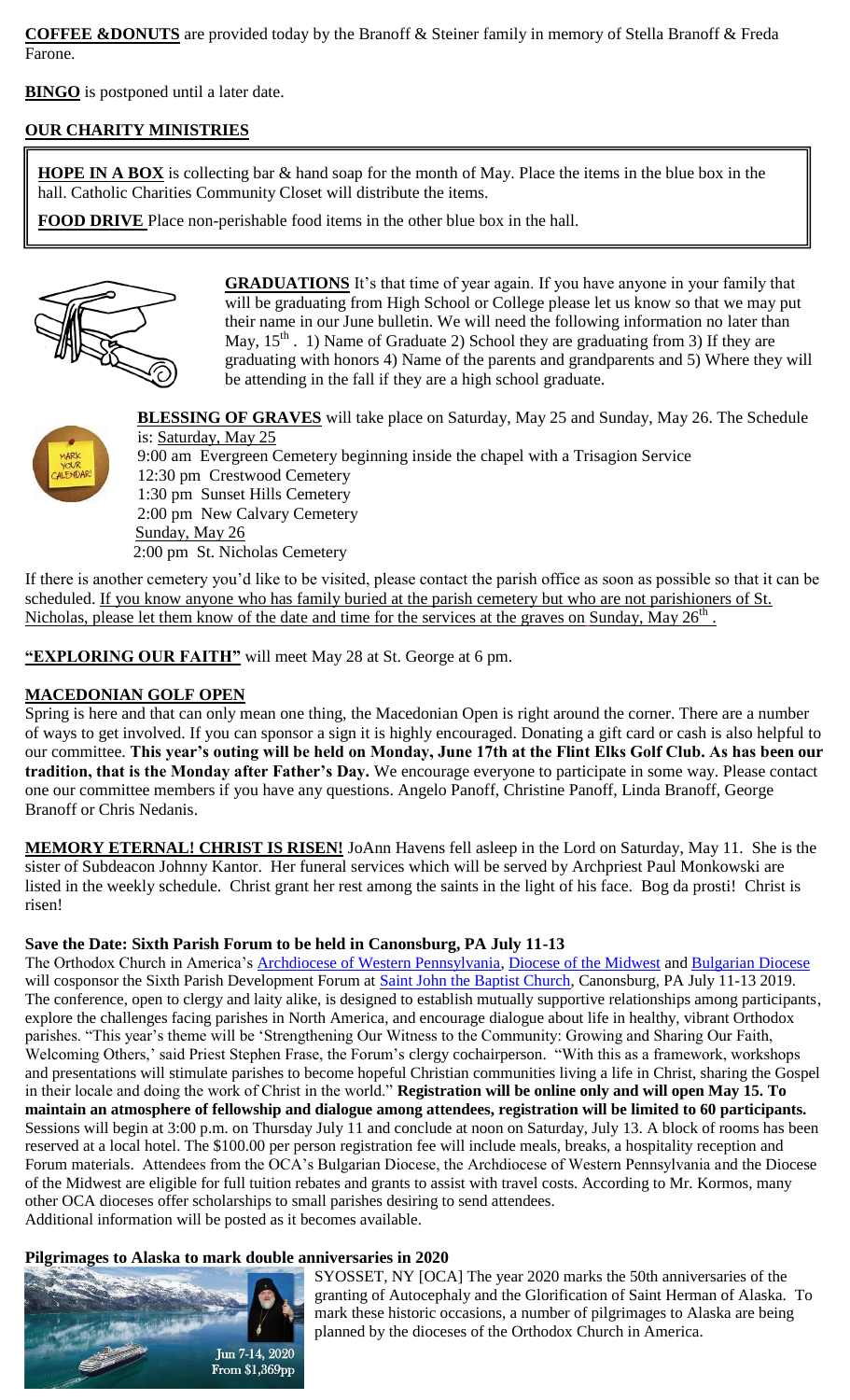**COFFEE &DONUTS** are provided today by the Branoff & Steiner family in memory of Stella Branoff & Freda Farone.

**BINGO** is postponed until a later date.

**OUR CHARITY MINISTRIES**

**HOPE IN A BOX** is collecting bar & hand soap for the month of May. Place the items in the blue box in the hall. Catholic Charities Community Closet will distribute the items.

**FOOD DRIVE** Place non-perishable food items in the other blue box in the hall.

**GRADUATIONS** It's that time of year again. If you have anyone in your family that will be graduating from High School or College please let us know so that we may put their name in our June bulletin. We will need the following information no later than May, 15th . 1) Name of Graduate 2) School they are graduating from 3) If they are graduating with honors 4) Name of the parents and grandparents and 5) Where they will be attending in the fall if they are a high school graduate.

**BLESSING OF GRAVES** will take place on Saturday, May 25 and Sunday, May 26. The Schedule is: Saturday, May 25

9:00 am Evergreen Cemetery beginning inside the chapel with a Trisagion Service
12:30 pm Crestwood Cemetery
1:30 pm Sunset Hills Cemetery
2:00 pm New Calvary Cemetery

Sunday, May 26
2:00 pm St. Nicholas Cemetery

If there is another cemetery you'd like to be visited, please contact the parish office as soon as possible so that it can be scheduled. If you know anyone who has family buried at the parish cemetery but who are not parishioners of St. Nicholas, please let them know of the date and time for the services at the graves on Sunday, May 26th .

**"EXPLORING OUR FAITH"** will meet May 28 at St. George at 6 pm.

**MACEDONIAN GOLF OPEN**

Spring is here and that can only mean one thing, the Macedonian Open is right around the corner. There are a number of ways to get involved. If you can sponsor a sign it is highly encouraged. Donating a gift card or cash is also helpful to our committee. **This year's outing will be held on Monday, June 17th at the Flint Elks Golf Club. As has been our tradition, that is the Monday after Father's Day.** We encourage everyone to participate in some way. Please contact one our committee members if you have any questions. Angelo Panoff, Christine Panoff, Linda Branoff, George Branoff or Chris Nedanis.

**MEMORY ETERNAL! CHRIST IS RISEN!** JoAnn Havens fell asleep in the Lord on Saturday, May 11. She is the sister of Subdeacon Johnny Kantor. Her funeral services which will be served by Archpriest Paul Monkowski are listed in the weekly schedule. Christ grant her rest among the saints in the light of his face. Bog da prosti! Christ is risen!

**Save the Date: Sixth Parish Forum to be held in Canonsburg, PA July 11-13**

The Orthodox Church in America's Archdiocese of Western Pennsylvania, Diocese of the Midwest and Bulgarian Diocese will cosponsor the Sixth Parish Development Forum at Saint John the Baptist Church, Canonsburg, PA July 11-13 2019. The conference, open to clergy and laity alike, is designed to establish mutually supportive relationships among participants, explore the challenges facing parishes in North America, and encourage dialogue about life in healthy, vibrant Orthodox parishes. "This year's theme will be 'Strengthening Our Witness to the Community: Growing and Sharing Our Faith, Welcoming Others,' said Priest Stephen Frase, the Forum's clergy cochairperson. "With this as a framework, workshops and presentations will stimulate parishes to become hopeful Christian communities living a life in Christ, sharing the Gospel in their locale and doing the work of Christ in the world." **Registration will be online only and will open May 15. To maintain an atmosphere of fellowship and dialogue among attendees, registration will be limited to 60 participants.** Sessions will begin at 3:00 p.m. on Thursday July 11 and conclude at noon on Saturday, July 13. A block of rooms has been reserved at a local hotel. The $100.00 per person registration fee will include meals, breaks, a hospitality reception and Forum materials. Attendees from the OCA's Bulgarian Diocese, the Archdiocese of Western Pennsylvania and the Diocese of the Midwest are eligible for full tuition rebates and grants to assist with travel costs. According to Mr. Kormos, many other OCA dioceses offer scholarships to small parishes desiring to send attendees.
Additional information will be posted as it becomes available.

**Pilgrimages to Alaska to mark double anniversaries in 2020**

Jun 7-14, 2020
From $1,369pp

SYOSSET, NY [OCA] The year 2020 marks the 50th anniversaries of the granting of Autocephaly and the Glorification of Saint Herman of Alaska. To mark these historic occasions, a number of pilgrimages to Alaska are being planned by the dioceses of the Orthodox Church in America.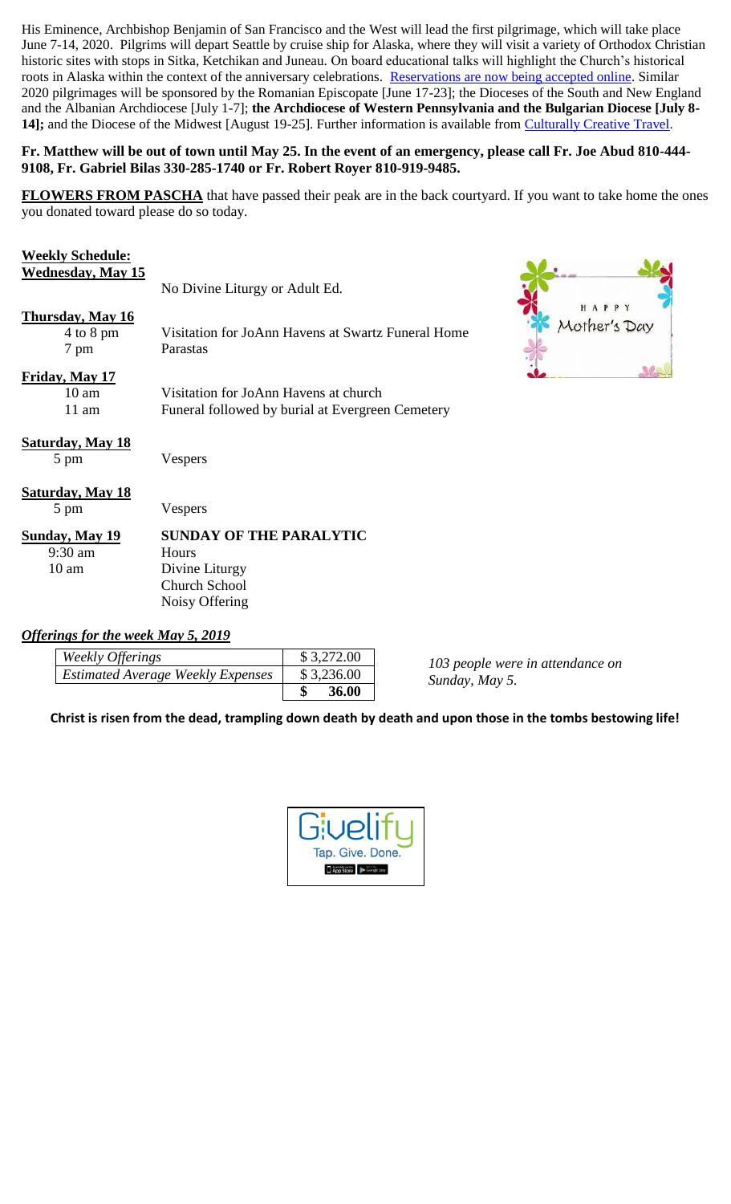His Eminence, Archbishop Benjamin of San Francisco and the West will lead the first pilgrimage, which will take place June 7-14, 2020. Pilgrims will depart Seattle by cruise ship for Alaska, where they will visit a variety of Orthodox Christian historic sites with stops in Sitka, Ketchikan and Juneau. On board educational talks will highlight the Church's historical roots in Alaska within the context of the anniversary celebrations. Reservations are now being accepted online. Similar 2020 pilgrimages will be sponsored by the Romanian Episcopate [June 17-23]; the Dioceses of the South and New England and the Albanian Archdiocese [July 1-7]; **the Archdiocese of Western Pennsylvania and the Bulgarian Diocese [July 8-14];** and the Diocese of the Midwest [August 19-25]. Further information is available from Culturally Creative Travel.

**Fr. Matthew will be out of town until May 25. In the event of an emergency, please call Fr. Joe Abud 810-444-9108, Fr. Gabriel Bilas 330-285-1740 or Fr. Robert Royer 810-919-9485.**

**FLOWERS FROM PASCHA** that have passed their peak are in the back courtyard. If you want to take home the ones you donated toward please do so today.

HAPPY Mother's Day

**Weekly Schedule:**

**Wednesday, May 15**
No Divine Liturgy or Adult Ed.

**Thursday, May 16**
4 to 8 pm — Visitation for JoAnn Havens at Swartz Funeral Home
7 pm — Parastas

**Friday, May 17**
10 am — Visitation for JoAnn Havens at church
11 am — Funeral followed by burial at Evergreen Cemetery

**Saturday, May 18**
5 pm — Vespers

**Saturday, May 18**
5 pm — Vespers

**Sunday, May 19** — **SUNDAY OF THE PARALYTIC**
9:30 am — Hours
10 am — Divine Liturgy
Church School
Noisy Offering

***Offerings for the week May 5, 2019***

| | |
|---|---|
| *Weekly Offerings* | $ 3,272.00 |
| *Estimated Average Weekly Expenses* | $ 3,236.00 |
| | **$ 36.00** |

*103 people were in attendance on Sunday, May 5.*

**Christ is risen from the dead, trampling down death by death and upon those in the tombs bestowing life!**

Givelify
Tap. Give. Done.